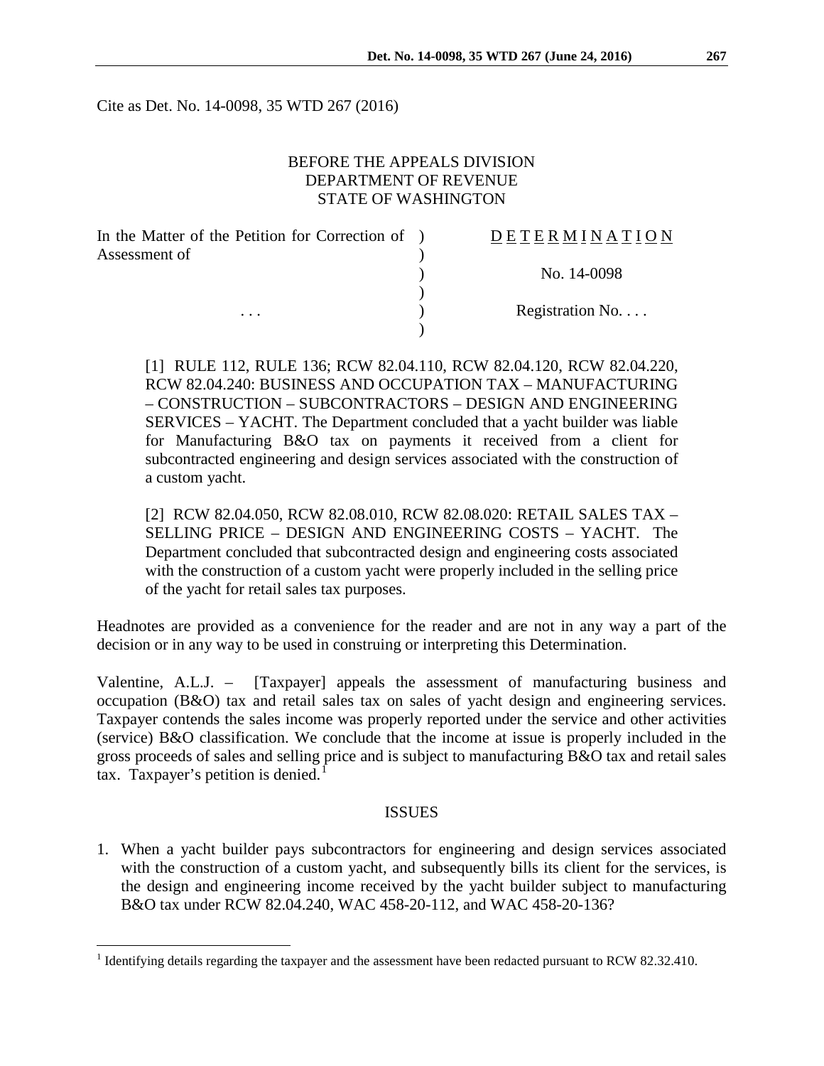Cite as Det. No. 14-0098, 35 WTD 267 (2016)

BEFORE THE APPEALS DIVISION
DEPARTMENT OF REVENUE
STATE OF WASHINGTON

| In the Matter of the Petition for Correction of Assessment of | | D E T E R M I N A T I O N |
|---|---|---|
| | | No. 14-0098 |
| . . . | | Registration No. . . . |

[1] RULE 112, RULE 136; RCW 82.04.110, RCW 82.04.120, RCW 82.04.220, RCW 82.04.240: BUSINESS AND OCCUPATION TAX – MANUFACTURING – CONSTRUCTION – SUBCONTRACTORS – DESIGN AND ENGINEERING SERVICES – YACHT. The Department concluded that a yacht builder was liable for Manufacturing B&O tax on payments it received from a client for subcontracted engineering and design services associated with the construction of a custom yacht.

[2] RCW 82.04.050, RCW 82.08.010, RCW 82.08.020: RETAIL SALES TAX – SELLING PRICE – DESIGN AND ENGINEERING COSTS – YACHT. The Department concluded that subcontracted design and engineering costs associated with the construction of a custom yacht were properly included in the selling price of the yacht for retail sales tax purposes.

Headnotes are provided as a convenience for the reader and are not in any way a part of the decision or in any way to be used in construing or interpreting this Determination.

Valentine, A.L.J. – [Taxpayer] appeals the assessment of manufacturing business and occupation (B&O) tax and retail sales tax on sales of yacht design and engineering services. Taxpayer contends the sales income was properly reported under the service and other activities (service) B&O classification. We conclude that the income at issue is properly included in the gross proceeds of sales and selling price and is subject to manufacturing B&O tax and retail sales tax. Taxpayer's petition is denied.[1]

## ISSUES

1. When a yacht builder pays subcontractors for engineering and design services associated with the construction of a custom yacht, and subsequently bills its client for the services, is the design and engineering income received by the yacht builder subject to manufacturing B&O tax under RCW 82.04.240, WAC 458-20-112, and WAC 458-20-136?

[1] Identifying details regarding the taxpayer and the assessment have been redacted pursuant to RCW 82.32.410.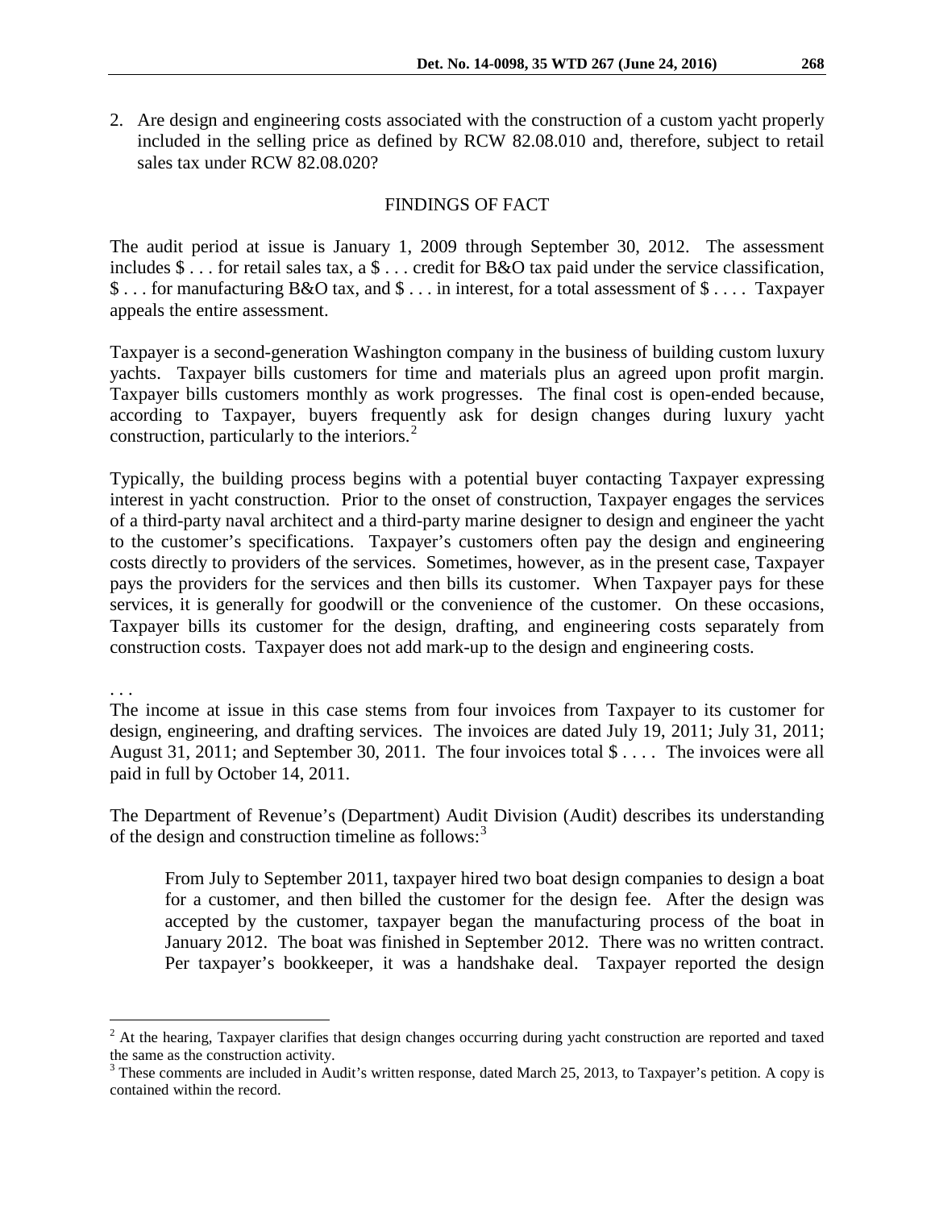2. Are design and engineering costs associated with the construction of a custom yacht properly included in the selling price as defined by RCW 82.08.010 and, therefore, subject to retail sales tax under RCW 82.08.020?

## FINDINGS OF FACT

The audit period at issue is January 1, 2009 through September 30, 2012. The assessment includes $ . . . for retail sales tax, a $ . . . credit for B&O tax paid under the service classification, $ . . . for manufacturing B&O tax, and $ . . . in interest, for a total assessment of $ . . . . Taxpayer appeals the entire assessment.

Taxpayer is a second-generation Washington company in the business of building custom luxury yachts. Taxpayer bills customers for time and materials plus an agreed upon profit margin. Taxpayer bills customers monthly as work progresses. The final cost is open-ended because, according to Taxpayer, buyers frequently ask for design changes during luxury yacht construction, particularly to the interiors.[2]

Typically, the building process begins with a potential buyer contacting Taxpayer expressing interest in yacht construction. Prior to the onset of construction, Taxpayer engages the services of a third-party naval architect and a third-party marine designer to design and engineer the yacht to the customer's specifications. Taxpayer's customers often pay the design and engineering costs directly to providers of the services. Sometimes, however, as in the present case, Taxpayer pays the providers for the services and then bills its customer. When Taxpayer pays for these services, it is generally for goodwill or the convenience of the customer. On these occasions, Taxpayer bills its customer for the design, drafting, and engineering costs separately from construction costs. Taxpayer does not add mark-up to the design and engineering costs.

. . .

The income at issue in this case stems from four invoices from Taxpayer to its customer for design, engineering, and drafting services. The invoices are dated July 19, 2011; July 31, 2011; August 31, 2011; and September 30, 2011. The four invoices total $ . . . . The invoices were all paid in full by October 14, 2011.

The Department of Revenue's (Department) Audit Division (Audit) describes its understanding of the design and construction timeline as follows:[3]

> From July to September 2011, taxpayer hired two boat design companies to design a boat for a customer, and then billed the customer for the design fee. After the design was accepted by the customer, taxpayer began the manufacturing process of the boat in January 2012. The boat was finished in September 2012. There was no written contract. Per taxpayer's bookkeeper, it was a handshake deal. Taxpayer reported the design

---

[2] At the hearing, Taxpayer clarifies that design changes occurring during yacht construction are reported and taxed the same as the construction activity.

[3] These comments are included in Audit's written response, dated March 25, 2013, to Taxpayer's petition. A copy is contained within the record.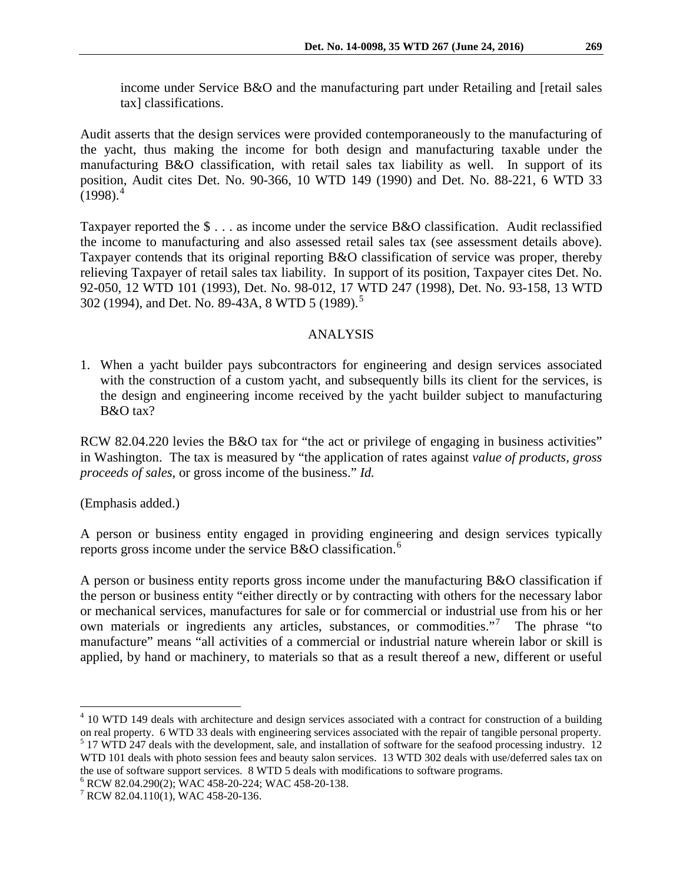income under Service B&O and the manufacturing part under Retailing and [retail sales tax] classifications.

Audit asserts that the design services were provided contemporaneously to the manufacturing of the yacht, thus making the income for both design and manufacturing taxable under the manufacturing B&O classification, with retail sales tax liability as well. In support of its position, Audit cites Det. No. 90-366, 10 WTD 149 (1990) and Det. No. 88-221, 6 WTD 33 (1998).[4]

Taxpayer reported the $ . . . as income under the service B&O classification. Audit reclassified the income to manufacturing and also assessed retail sales tax (see assessment details above). Taxpayer contends that its original reporting B&O classification of service was proper, thereby relieving Taxpayer of retail sales tax liability. In support of its position, Taxpayer cites Det. No. 92-050, 12 WTD 101 (1993), Det. No. 98-012, 17 WTD 247 (1998), Det. No. 93-158, 13 WTD 302 (1994), and Det. No. 89-43A, 8 WTD 5 (1989).[5]

## ANALYSIS

1. When a yacht builder pays subcontractors for engineering and design services associated with the construction of a custom yacht, and subsequently bills its client for the services, is the design and engineering income received by the yacht builder subject to manufacturing B&O tax?

RCW 82.04.220 levies the B&O tax for "the act or privilege of engaging in business activities" in Washington. The tax is measured by "the application of rates against *value of products*, *gross proceeds of sales*, or gross income of the business." *Id.*

(Emphasis added.)

A person or business entity engaged in providing engineering and design services typically reports gross income under the service B&O classification.[6]

A person or business entity reports gross income under the manufacturing B&O classification if the person or business entity "either directly or by contracting with others for the necessary labor or mechanical services, manufactures for sale or for commercial or industrial use from his or her own materials or ingredients any articles, substances, or commodities."[7] The phrase "to manufacture" means "all activities of a commercial or industrial nature wherein labor or skill is applied, by hand or machinery, to materials so that as a result thereof a new, different or useful

---

[4] 10 WTD 149 deals with architecture and design services associated with a contract for construction of a building on real property. 6 WTD 33 deals with engineering services associated with the repair of tangible personal property.

[5] 17 WTD 247 deals with the development, sale, and installation of software for the seafood processing industry. 12 WTD 101 deals with photo session fees and beauty salon services. 13 WTD 302 deals with use/deferred sales tax on the use of software support services. 8 WTD 5 deals with modifications to software programs.

[6] RCW 82.04.290(2); WAC 458-20-224; WAC 458-20-138.

[7] RCW 82.04.110(1), WAC 458-20-136.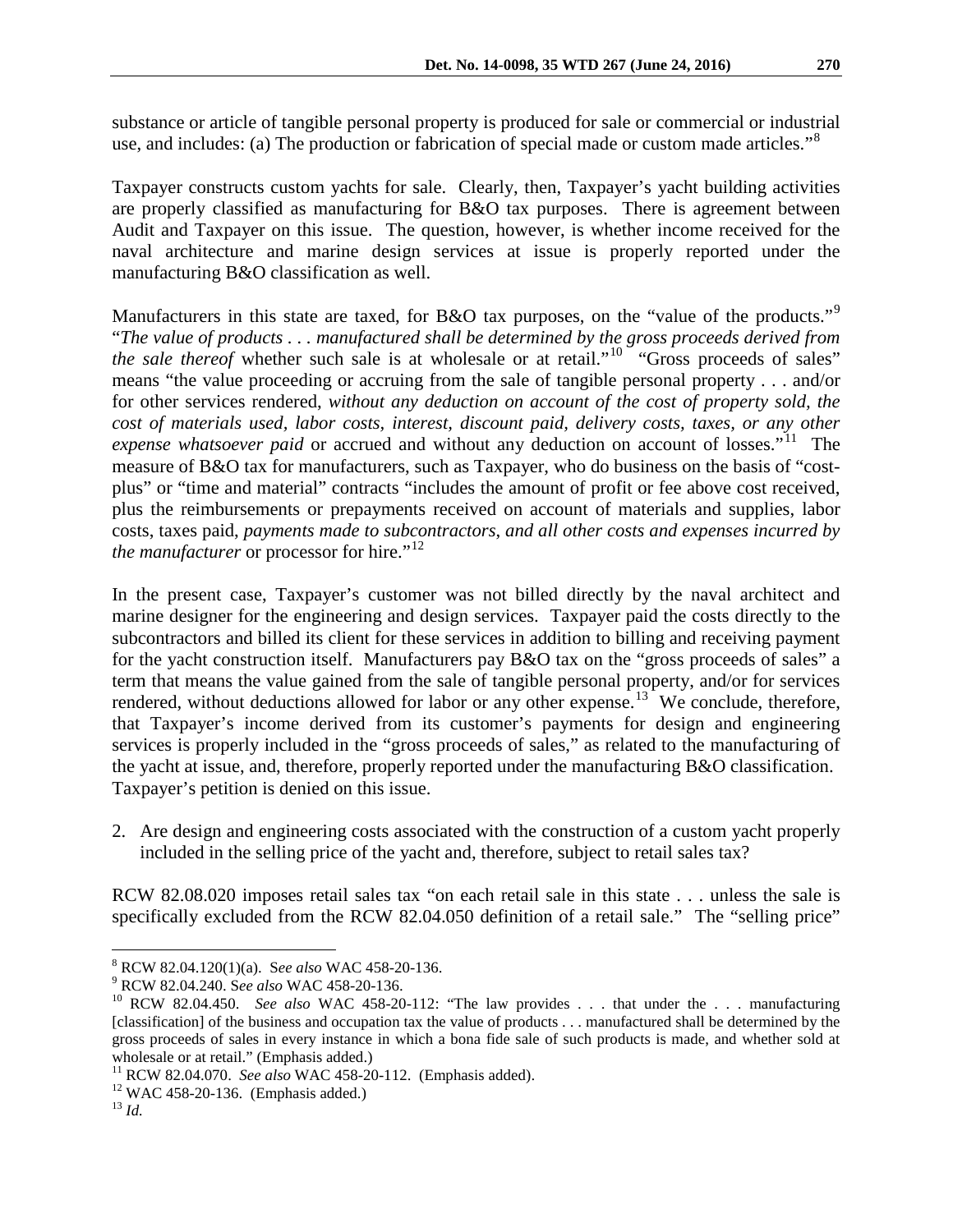substance or article of tangible personal property is produced for sale or commercial or industrial use, and includes: (a) The production or fabrication of special made or custom made articles."[8]

Taxpayer constructs custom yachts for sale. Clearly, then, Taxpayer's yacht building activities are properly classified as manufacturing for B&O tax purposes. There is agreement between Audit and Taxpayer on this issue. The question, however, is whether income received for the naval architecture and marine design services at issue is properly reported under the manufacturing B&O classification as well.

Manufacturers in this state are taxed, for B&O tax purposes, on the "value of the products."[9] "*The value of products . . . manufactured shall be determined by the gross proceeds derived from the sale thereof* whether such sale is at wholesale or at retail."[10] "Gross proceeds of sales" means "the value proceeding or accruing from the sale of tangible personal property . . . and/or for other services rendered, *without any deduction on account of the cost of property sold, the cost of materials used, labor costs, interest, discount paid, delivery costs, taxes, or any other expense whatsoever paid* or accrued and without any deduction on account of losses."[11] The measure of B&O tax for manufacturers, such as Taxpayer, who do business on the basis of "cost-plus" or "time and material" contracts "includes the amount of profit or fee above cost received, plus the reimbursements or prepayments received on account of materials and supplies, labor costs, taxes paid, *payments made to subcontractors, and all other costs and expenses incurred by the manufacturer* or processor for hire."[12]

In the present case, Taxpayer's customer was not billed directly by the naval architect and marine designer for the engineering and design services. Taxpayer paid the costs directly to the subcontractors and billed its client for these services in addition to billing and receiving payment for the yacht construction itself. Manufacturers pay B&O tax on the "gross proceeds of sales" a term that means the value gained from the sale of tangible personal property, and/or for services rendered, without deductions allowed for labor or any other expense.[13] We conclude, therefore, that Taxpayer's income derived from its customer's payments for design and engineering services is properly included in the "gross proceeds of sales," as related to the manufacturing of the yacht at issue, and, therefore, properly reported under the manufacturing B&O classification. Taxpayer's petition is denied on this issue.

2. Are design and engineering costs associated with the construction of a custom yacht properly included in the selling price of the yacht and, therefore, subject to retail sales tax?

RCW 82.08.020 imposes retail sales tax "on each retail sale in this state . . . unless the sale is specifically excluded from the RCW 82.04.050 definition of a retail sale." The "selling price"

---

[8] RCW 82.04.120(1)(a). S*ee also* WAC 458-20-136.

[9] RCW 82.04.240. S*ee also* WAC 458-20-136.

[10] RCW 82.04.450. *See also* WAC 458-20-112: "The law provides . . . that under the . . . manufacturing [classification] of the business and occupation tax the value of products . . . manufactured shall be determined by the gross proceeds of sales in every instance in which a bona fide sale of such products is made, and whether sold at wholesale or at retail." (Emphasis added.)

[11] RCW 82.04.070. *See also* WAC 458-20-112. (Emphasis added).

[12] WAC 458-20-136. (Emphasis added.)

[13] *Id.*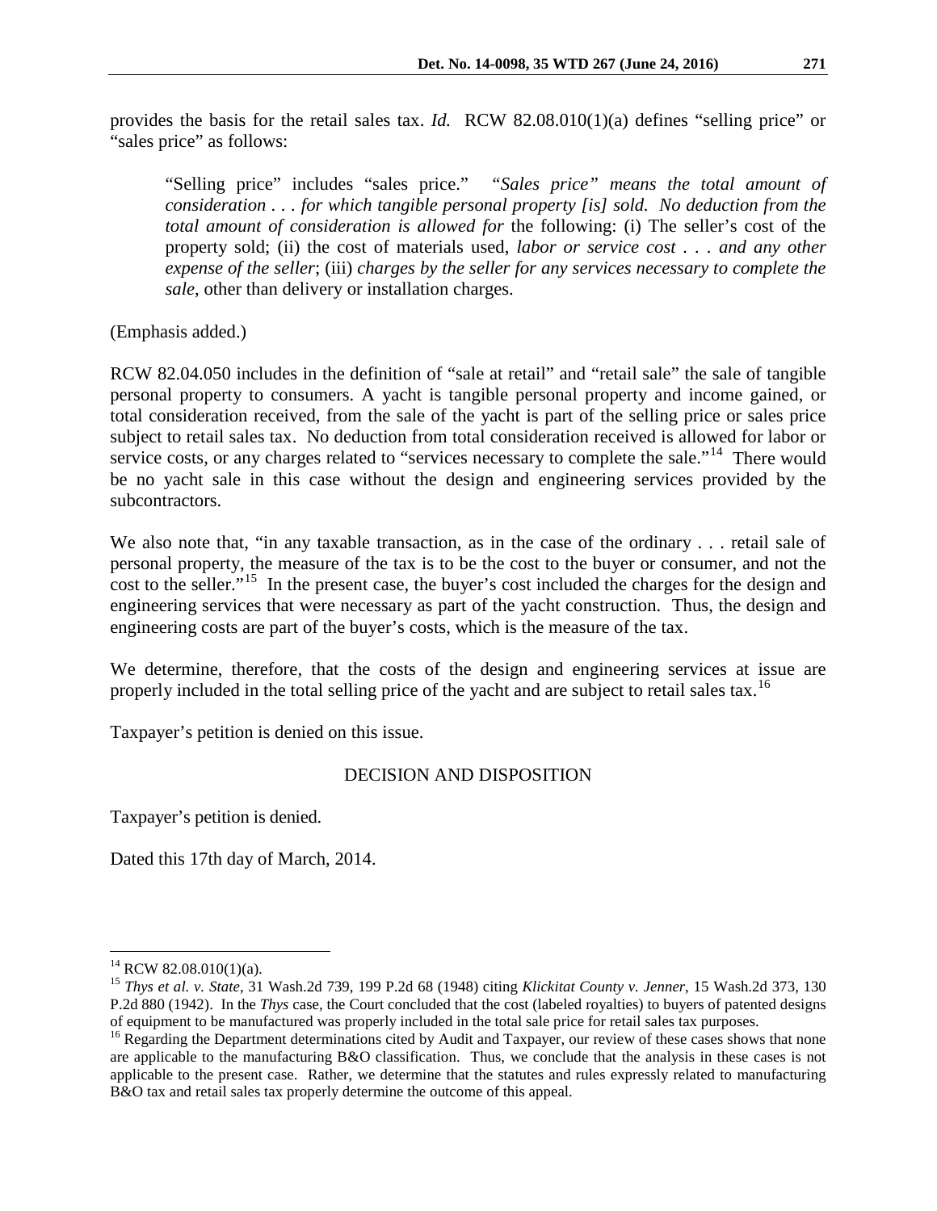provides the basis for the retail sales tax. *Id.* RCW 82.08.010(1)(a) defines "selling price" or "sales price" as follows:

> "Selling price" includes "sales price." *"Sales price" means the total amount of consideration . . . for which tangible personal property [is] sold. No deduction from the total amount of consideration is allowed for* the following: (i) The seller's cost of the property sold; (ii) the cost of materials used, *labor or service cost . . . and any other expense of the seller*; (iii) *charges by the seller for any services necessary to complete the sale*, other than delivery or installation charges.

(Emphasis added.)

RCW 82.04.050 includes in the definition of "sale at retail" and "retail sale" the sale of tangible personal property to consumers. A yacht is tangible personal property and income gained, or total consideration received, from the sale of the yacht is part of the selling price or sales price subject to retail sales tax. No deduction from total consideration received is allowed for labor or service costs, or any charges related to "services necessary to complete the sale."[14] There would be no yacht sale in this case without the design and engineering services provided by the subcontractors.

We also note that, "in any taxable transaction, as in the case of the ordinary . . . retail sale of personal property, the measure of the tax is to be the cost to the buyer or consumer, and not the cost to the seller."[15] In the present case, the buyer's cost included the charges for the design and engineering services that were necessary as part of the yacht construction. Thus, the design and engineering costs are part of the buyer's costs, which is the measure of the tax.

We determine, therefore, that the costs of the design and engineering services at issue are properly included in the total selling price of the yacht and are subject to retail sales tax.[16]

Taxpayer's petition is denied on this issue.

## DECISION AND DISPOSITION

Taxpayer's petition is denied.

Dated this 17th day of March, 2014.

---

[14] RCW 82.08.010(1)(a).

[15] *Thys et al. v. State*, 31 Wash.2d 739, 199 P.2d 68 (1948) citing *Klickitat County v. Jenner*, 15 Wash.2d 373, 130 P.2d 880 (1942). In the *Thys* case, the Court concluded that the cost (labeled royalties) to buyers of patented designs of equipment to be manufactured was properly included in the total sale price for retail sales tax purposes.

[16] Regarding the Department determinations cited by Audit and Taxpayer, our review of these cases shows that none are applicable to the manufacturing B&O classification. Thus, we conclude that the analysis in these cases is not applicable to the present case. Rather, we determine that the statutes and rules expressly related to manufacturing B&O tax and retail sales tax properly determine the outcome of this appeal.